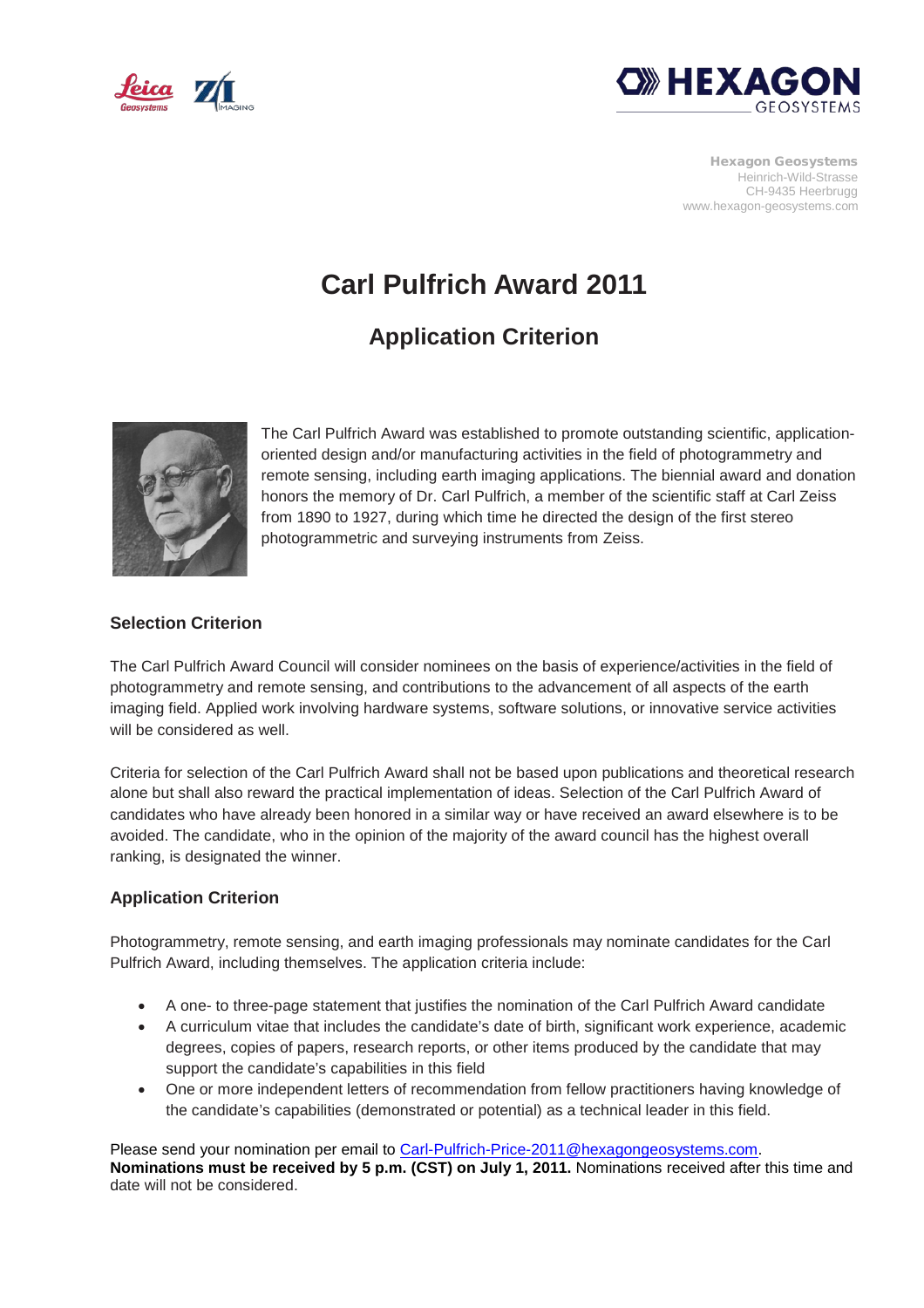Hexagon Geosystems
Heinrich-Wild-Strasse
CH-9435 Heerbrugg
www.hexagon-geosystems.com

# Carl Pulfrich Award 2011

## Application Criterion

The Carl Pulfrich Award was established to promote outstanding scientific, application-oriented design and/or manufacturing activities in the field of photogrammetry and remote sensing, including earth imaging applications. The biennial award and donation honors the memory of Dr. Carl Pulfrich, a member of the scientific staff at Carl Zeiss from 1890 to 1927, during which time he directed the design of the first stereo photogrammetric and surveying instruments from Zeiss.

### Selection Criterion

The Carl Pulfrich Award Council will consider nominees on the basis of experience/activities in the field of photogrammetry and remote sensing, and contributions to the advancement of all aspects of the earth imaging field. Applied work involving hardware systems, software solutions, or innovative service activities will be considered as well.

Criteria for selection of the Carl Pulfrich Award shall not be based upon publications and theoretical research alone but shall also reward the practical implementation of ideas. Selection of the Carl Pulfrich Award of candidates who have already been honored in a similar way or have received an award elsewhere is to be avoided. The candidate, who in the opinion of the majority of the award council has the highest overall ranking, is designated the winner.

### Application Criterion

Photogrammetry, remote sensing, and earth imaging professionals may nominate candidates for the Carl Pulfrich Award, including themselves. The application criteria include:

- A one- to three-page statement that justifies the nomination of the Carl Pulfrich Award candidate
- A curriculum vitae that includes the candidate's date of birth, significant work experience, academic degrees, copies of papers, research reports, or other items produced by the candidate that may support the candidate's capabilities in this field
- One or more independent letters of recommendation from fellow practitioners having knowledge of the candidate's capabilities (demonstrated or potential) as a technical leader in this field.

Please send your nomination per email to Carl-Pulfrich-Price-2011@hexagongeosystems.com.
**Nominations must be received by 5 p.m. (CST) on July 1, 2011.** Nominations received after this time and date will not be considered.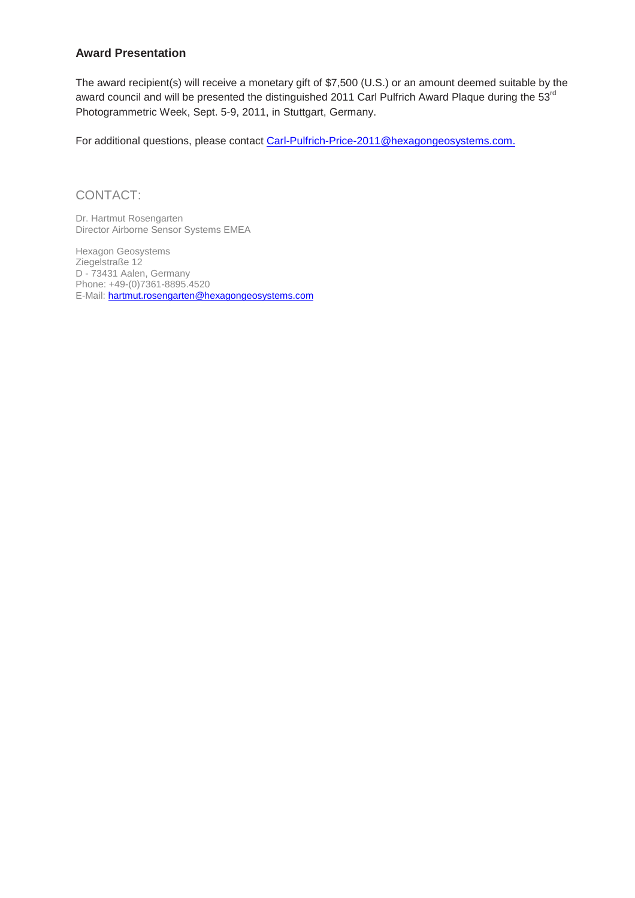**Award Presentation**

The award recipient(s) will receive a monetary gift of $7,500 (U.S.) or an amount deemed suitable by the award council and will be presented the distinguished 2011 Carl Pulfrich Award Plaque during the 53rd Photogrammetric Week, Sept. 5-9, 2011, in Stuttgart, Germany.

For additional questions, please contact Carl-Pulfrich-Price-2011@hexagongeosystems.com.

CONTACT:

Dr. Hartmut Rosengarten
Director Airborne Sensor Systems EMEA

Hexagon Geosystems
Ziegelstraße 12
D - 73431 Aalen, Germany
Phone: +49-(0)7361-8895.4520
E-Mail: hartmut.rosengarten@hexagongeosystems.com